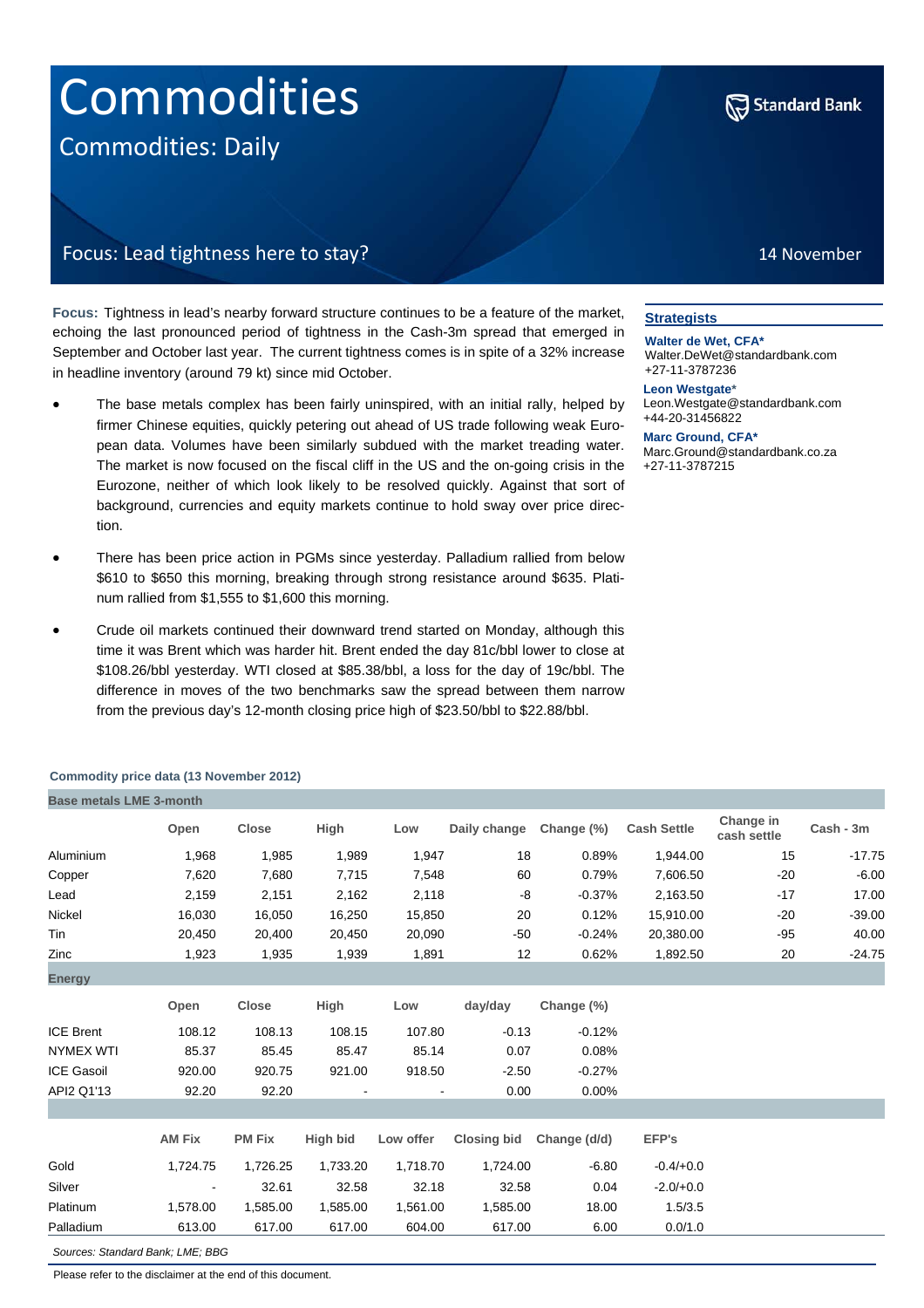# Commodities

## Commodities: Daily

### Focus: Lead tightness here to stay?

14 November

**Focus:** Tightness in lead's nearby forward structure continues to be a feature of the market, echoing the last pronounced period of tightness in the Cash-3m spread that emerged in September and October last year. The current tightness comes is in spite of a 32% increase in headline inventory (around 79 kt) since mid October.

- The base metals complex has been fairly uninspired, with an initial rally, helped by firmer Chinese equities, quickly petering out ahead of US trade following weak European data. Volumes have been similarly subdued with the market treading water. The market is now focused on the fiscal cliff in the US and the on-going crisis in the Eurozone, neither of which look likely to be resolved quickly. Against that sort of background, currencies and equity markets continue to hold sway over price direction.

- There has been price action in PGMs since yesterday. Palladium rallied from below \$610 to \$650 this morning, breaking through strong resistance around \$635. Platinum rallied from \$1,555 to \$1,600 this morning.

- Crude oil markets continued their downward trend started on Monday, although this time it was Brent which was harder hit. Brent ended the day 81c/bbl lower to close at \$108.26/bbl yesterday. WTI closed at \$85.38/bbl, a loss for the day of 19c/bbl. The difference in moves of the two benchmarks saw the spread between them narrow from the previous day's 12-month closing price high of \$23.50/bbl to \$22.88/bbl.

**Strategists**

**Walter de Wet, CFA***
Walter.DeWet@standardbank.com
+27-11-3787236

**Leon Westgate***
Leon.Westgate@standardbank.com
+44-20-31456822

**Marc Ground, CFA***
Marc.Ground@standardbank.co.za
+27-11-3787215

**Commodity price data (13 November 2012)**

| Base metals LME 3-month | | | | | | | | | |
|---|---|---|---|---|---|---|---|---|---|
| | Open | Close | High | Low | Daily change | Change (%) | Cash Settle | Change in cash settle | Cash - 3m |
| Aluminium | 1,968 | 1,985 | 1,989 | 1,947 | 18 | 0.89% | 1,944.00 | 15 | -17.75 |
| Copper | 7,620 | 7,680 | 7,715 | 7,548 | 60 | 0.79% | 7,606.50 | -20 | -6.00 |
| Lead | 2,159 | 2,151 | 2,162 | 2,118 | -8 | -0.37% | 2,163.50 | -17 | 17.00 |
| Nickel | 16,030 | 16,050 | 16,250 | 15,850 | 20 | 0.12% | 15,910.00 | -20 | -39.00 |
| Tin | 20,450 | 20,400 | 20,450 | 20,090 | -50 | -0.24% | 20,380.00 | -95 | 40.00 |
| Zinc | 1,923 | 1,935 | 1,939 | 1,891 | 12 | 0.62% | 1,892.50 | 20 | -24.75 |
| **Energy** | | | | | | | | | |
| | Open | Close | High | Low | day/day | Change (%) | | | |
| ICE Brent | 108.12 | 108.13 | 108.15 | 107.80 | -0.13 | -0.12% | | | |
| NYMEX WTI | 85.37 | 85.45 | 85.47 | 85.14 | 0.07 | 0.08% | | | |
| ICE Gasoil | 920.00 | 920.75 | 921.00 | 918.50 | -2.50 | -0.27% | | | |
| API2 Q1'13 | 92.20 | 92.20 | - | - | 0.00 | 0.00% | | | |
| | | | | | | | | | |
| | AM Fix | PM Fix | High bid | Low offer | Closing bid | Change (d/d) | EFP's | | |
| Gold | 1,724.75 | 1,726.25 | 1,733.20 | 1,718.70 | 1,724.00 | -6.80 | -0.4/+0.0 | | |
| Silver | - | 32.61 | 32.58 | 32.18 | 32.58 | 0.04 | -2.0/+0.0 | | |
| Platinum | 1,578.00 | 1,585.00 | 1,585.00 | 1,561.00 | 1,585.00 | 18.00 | 1.5/3.5 | | |
| Palladium | 613.00 | 617.00 | 617.00 | 604.00 | 617.00 | 6.00 | 0.0/1.0 | | |

*Sources: Standard Bank; LME; BBG*

Please refer to the disclaimer at the end of this document.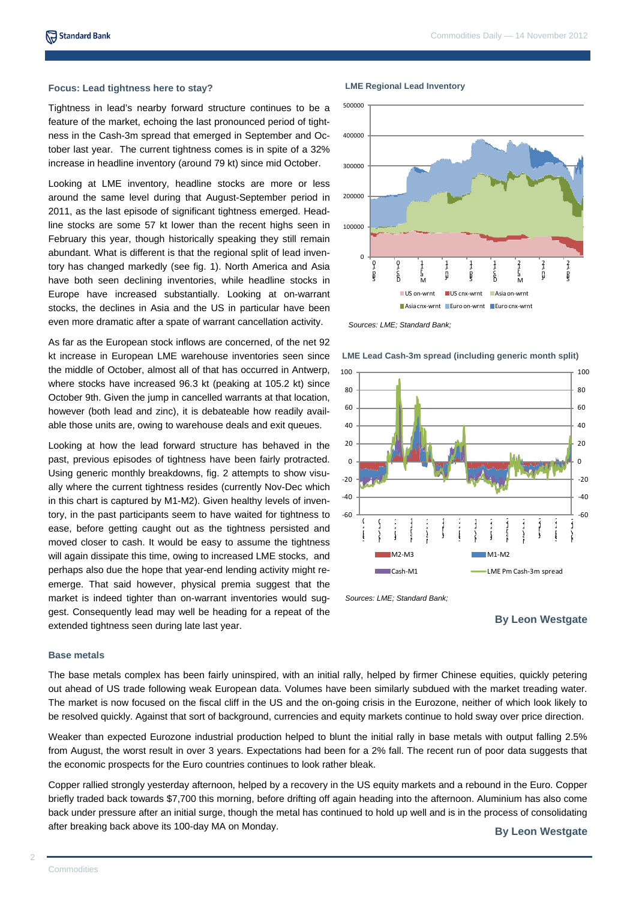## Focus: Lead tightness here to stay?

Tightness in lead's nearby forward structure continues to be a feature of the market, echoing the last pronounced period of tightness in the Cash-3m spread that emerged in September and October last year. The current tightness comes is in spite of a 32% increase in headline inventory (around 79 kt) since mid October.

Looking at LME inventory, headline stocks are more or less around the same level during that August-September period in 2011, as the last episode of significant tightness emerged. Headline stocks are some 57 kt lower than the recent highs seen in February this year, though historically speaking they still remain abundant. What is different is that the regional split of lead inventory has changed markedly (see fig. 1). North America and Asia have both seen declining inventories, while headline stocks in Europe have increased substantially. Looking at on-warrant stocks, the declines in Asia and the US in particular have been even more dramatic after a spate of warrant cancellation activity.

As far as the European stock inflows are concerned, of the net 92 kt increase in European LME warehouse inventories seen since the middle of October, almost all of that has occurred in Antwerp, where stocks have increased 96.3 kt (peaking at 105.2 kt) since October 9th. Given the jump in cancelled warrants at that location, however (both lead and zinc), it is debateable how readily available those units are, owing to warehouse deals and exit queues.

Looking at how the lead forward structure has behaved in the past, previous episodes of tightness have been fairly protracted. Using generic monthly breakdowns, fig. 2 attempts to show visually where the current tightness resides (currently Nov-Dec which in this chart is captured by M1-M2). Given healthy levels of inventory, in the past participants seem to have waited for tightness to ease, before getting caught out as the tightness persisted and moved closer to cash. It would be easy to assume the tightness will again dissipate this time, owing to increased LME stocks, and perhaps also due the hope that year-end lending activity might re-emerge. That said however, physical premia suggest that the market is indeed tighter than on-warrant inventories would suggest. Consequently lead may well be heading for a repeat of the extended tightness seen during late last year.

**LME Regional Lead Inventory**

*Sources: LME; Standard Bank;*

**LME Lead Cash-3m spread (including generic month split)**

*Sources: LME; Standard Bank;*

**By Leon Westgate**

## Base metals

The base metals complex has been fairly uninspired, with an initial rally, helped by firmer Chinese equities, quickly petering out ahead of US trade following weak European data. Volumes have been similarly subdued with the market treading water. The market is now focused on the fiscal cliff in the US and the on-going crisis in the Eurozone, neither of which look likely to be resolved quickly. Against that sort of background, currencies and equity markets continue to hold sway over price direction.

Weaker than expected Eurozone industrial production helped to blunt the initial rally in base metals with output falling 2.5% from August, the worst result in over 3 years. Expectations had been for a 2% fall. The recent run of poor data suggests that the economic prospects for the Euro countries continues to look rather bleak.

Copper rallied strongly yesterday afternoon, helped by a recovery in the US equity markets and a rebound in the Euro. Copper briefly traded back towards $7,700 this morning, before drifting off again heading into the afternoon. Aluminium has also come back under pressure after an initial surge, though the metal has continued to hold up well and is in the process of consolidating after breaking back above its 100-day MA on Monday.

**By Leon Westgate**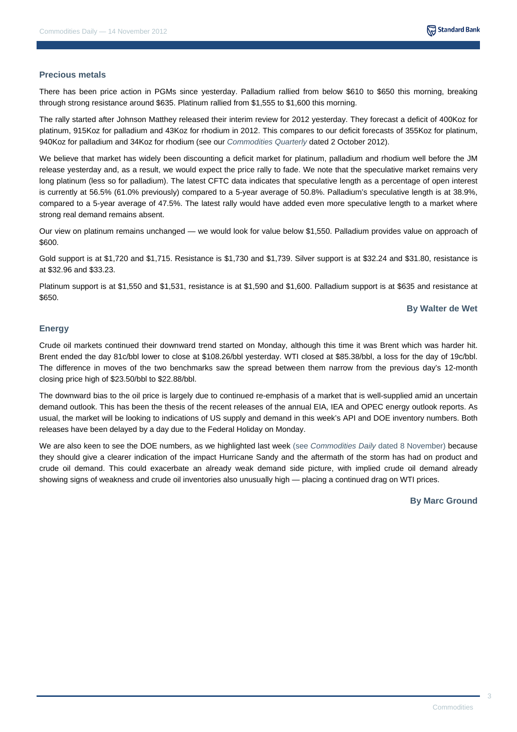## Precious metals

There has been price action in PGMs since yesterday. Palladium rallied from below $610 to $650 this morning, breaking through strong resistance around $635. Platinum rallied from $1,555 to $1,600 this morning.

The rally started after Johnson Matthey released their interim review for 2012 yesterday. They forecast a deficit of 400Koz for platinum, 915Koz for palladium and 43Koz for rhodium in 2012. This compares to our deficit forecasts of 355Koz for platinum, 940Koz for palladium and 34Koz for rhodium (see our *Commodities Quarterly* dated 2 October 2012).

We believe that market has widely been discounting a deficit market for platinum, palladium and rhodium well before the JM release yesterday and, as a result, we would expect the price rally to fade. We note that the speculative market remains very long platinum (less so for palladium). The latest CFTC data indicates that speculative length as a percentage of open interest is currently at 56.5% (61.0% previously) compared to a 5-year average of 50.8%. Palladium's speculative length is at 38.9%, compared to a 5-year average of 47.5%. The latest rally would have added even more speculative length to a market where strong real demand remains absent.

Our view on platinum remains unchanged — we would look for value below $1,550. Palladium provides value on approach of $600.

Gold support is at $1,720 and $1,715. Resistance is $1,730 and $1,739. Silver support is at $32.24 and $31.80, resistance is at $32.96 and $33.23.

Platinum support is at $1,550 and $1,531, resistance is at $1,590 and $1,600. Palladium support is at $635 and resistance at $650.

**By Walter de Wet**

## Energy

Crude oil markets continued their downward trend started on Monday, although this time it was Brent which was harder hit. Brent ended the day 81c/bbl lower to close at $108.26/bbl yesterday. WTI closed at $85.38/bbl, a loss for the day of 19c/bbl. The difference in moves of the two benchmarks saw the spread between them narrow from the previous day's 12-month closing price high of $23.50/bbl to $22.88/bbl.

The downward bias to the oil price is largely due to continued re-emphasis of a market that is well-supplied amid an uncertain demand outlook. This has been the thesis of the recent releases of the annual EIA, IEA and OPEC energy outlook reports. As usual, the market will be looking to indications of US supply and demand in this week's API and DOE inventory numbers. Both releases have been delayed by a day due to the Federal Holiday on Monday.

We are also keen to see the DOE numbers, as we highlighted last week (see *Commodities Daily* dated 8 November) because they should give a clearer indication of the impact Hurricane Sandy and the aftermath of the storm has had on product and crude oil demand. This could exacerbate an already weak demand side picture, with implied crude oil demand already showing signs of weakness and crude oil inventories also unusually high — placing a continued drag on WTI prices.

**By Marc Ground**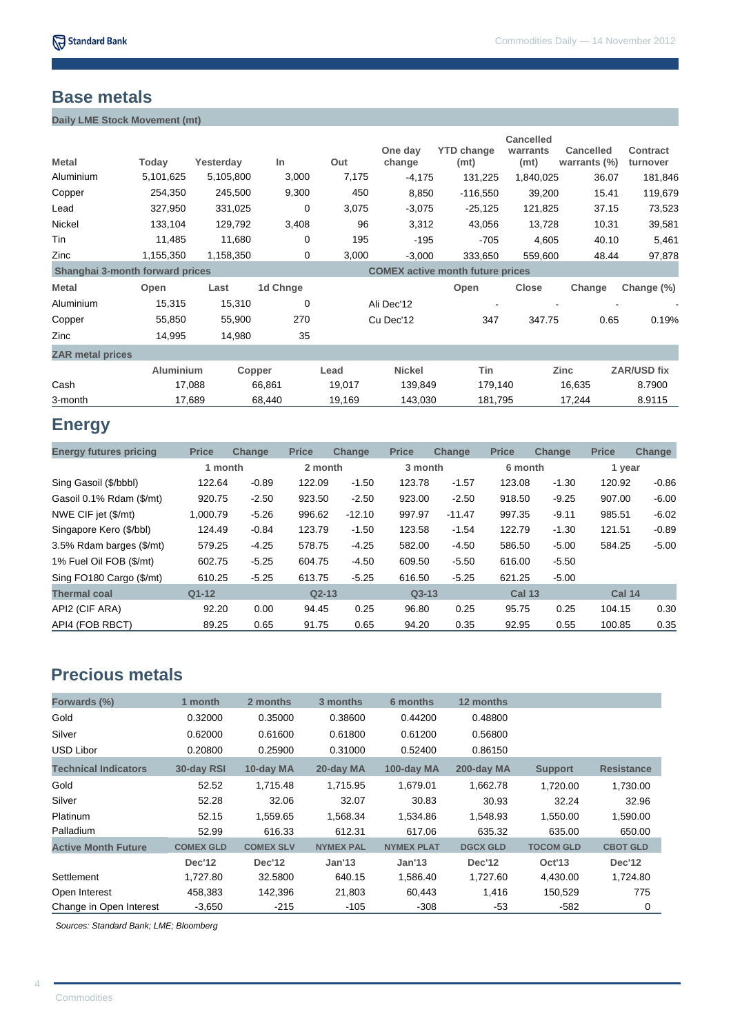## Base metals

**Daily LME Stock Movement (mt)**

| Metal | Today | Yesterday | In | Out | One day change | YTD change (mt) | Cancelled warrants (mt) | Cancelled warrants (%) | Contract turnover |
|---|---|---|---|---|---|---|---|---|---|
| Aluminium | 5,101,625 | 5,105,800 | 3,000 | 7,175 | -4,175 | 131,225 | 1,840,025 | 36.07 | 181,846 |
| Copper | 254,350 | 245,500 | 9,300 | 450 | 8,850 | -116,550 | 39,200 | 15.41 | 119,679 |
| Lead | 327,950 | 331,025 | 0 | 3,075 | -3,075 | -25,125 | 121,825 | 37.15 | 73,523 |
| Nickel | 133,104 | 129,792 | 3,408 | 96 | 3,312 | 43,056 | 13,728 | 10.31 | 39,581 |
| Tin | 11,485 | 11,680 | 0 | 195 | -195 | -705 | 4,605 | 40.10 | 5,461 |
| Zinc | 1,155,350 | 1,158,350 | 0 | 3,000 | -3,000 | 333,650 | 559,600 | 48.44 | 97,878 |

**Shanghai 3-month forward prices**

| Metal | Open | Last | 1d Chnge |
|---|---|---|---|
| Aluminium | 15,315 | 15,310 | 0 |
| Copper | 55,850 | 55,900 | 270 |
| Zinc | 14,995 | 14,980 | 35 |

**COMEX active month future prices**

| | Open | Close | Change | Change (%) |
|---|---|---|---|---|
| Ali Dec'12 | - | - | - | - |
| Cu Dec'12 | 347 | 347.75 | 0.65 | 0.19% |

**ZAR metal prices**

| | Aluminium | Copper | Lead | Nickel | Tin | Zinc | ZAR/USD fix |
|---|---|---|---|---|---|---|---|
| Cash | 17,088 | 66,861 | 19,017 | 139,849 | 179,140 | 16,635 | 8.7900 |
| 3-month | 17,689 | 68,440 | 19,169 | 143,030 | 181,795 | 17,244 | 8.9115 |

## Energy

| Energy futures pricing | Price | Change | Price | Change | Price | Change | Price | Change | Price | Change |
|---|---|---|---|---|---|---|---|---|---|---|
| | 1 month | | 2 month | | 3 month | | 6 month | | 1 year | |
| Sing Gasoil ($/bbbl) | 122.64 | -0.89 | 122.09 | -1.50 | 123.78 | -1.57 | 123.08 | -1.30 | 120.92 | -0.86 |
| Gasoil 0.1% Rdam ($/mt) | 920.75 | -2.50 | 923.50 | -2.50 | 923.00 | -2.50 | 918.50 | -9.25 | 907.00 | -6.00 |
| NWE CIF jet ($/mt) | 1,000.79 | -5.26 | 996.62 | -12.10 | 997.97 | -11.47 | 997.35 | -9.11 | 985.51 | -6.02 |
| Singapore Kero ($/bbl) | 124.49 | -0.84 | 123.79 | -1.50 | 123.58 | -1.54 | 122.79 | -1.30 | 121.51 | -0.89 |
| 3.5% Rdam barges ($/mt) | 579.25 | -4.25 | 578.75 | -4.25 | 582.00 | -4.50 | 586.50 | -5.00 | 584.25 | -5.00 |
| 1% Fuel Oil FOB ($/mt) | 602.75 | -5.25 | 604.75 | -4.50 | 609.50 | -5.50 | 616.00 | -5.50 | | |
| Sing FO180 Cargo ($/mt) | 610.25 | -5.25 | 613.75 | -5.25 | 616.50 | -5.25 | 621.25 | -5.00 | | |
| **Thermal coal** | **Q1-12** | | **Q2-13** | | **Q3-13** | | **Cal 13** | | **Cal 14** | |
| API2 (CIF ARA) | 92.20 | 0.00 | 94.45 | 0.25 | 96.80 | 0.25 | 95.75 | 0.25 | 104.15 | 0.30 |
| API4 (FOB RBCT) | 89.25 | 0.65 | 91.75 | 0.65 | 94.20 | 0.35 | 92.95 | 0.55 | 100.85 | 0.35 |

## Precious metals

| Forwards (%) | 1 month | 2 months | 3 months | 6 months | 12 months | | |
|---|---|---|---|---|---|---|---|
| Gold | 0.32000 | 0.35000 | 0.38600 | 0.44200 | 0.48800 | | |
| Silver | 0.62000 | 0.61600 | 0.61800 | 0.61200 | 0.56800 | | |
| USD Libor | 0.20800 | 0.25900 | 0.31000 | 0.52400 | 0.86150 | | |
| **Technical Indicators** | **30-day RSI** | **10-day MA** | **20-day MA** | **100-day MA** | **200-day MA** | **Support** | **Resistance** |
| Gold | 52.52 | 1,715.48 | 1,715.95 | 1,679.01 | 1,662.78 | 1,720.00 | 1,730.00 |
| Silver | 52.28 | 32.06 | 32.07 | 30.83 | 30.93 | 32.24 | 32.96 |
| Platinum | 52.15 | 1,559.65 | 1,568.34 | 1,534.86 | 1,548.93 | 1,550.00 | 1,590.00 |
| Palladium | 52.99 | 616.33 | 612.31 | 617.06 | 635.32 | 635.00 | 650.00 |
| **Active Month Future** | **COMEX GLD** | **COMEX SLV** | **NYMEX PAL** | **NYMEX PLAT** | **DGCX GLD** | **TOCOM GLD** | **CBOT GLD** |
| | **Dec'12** | **Dec'12** | **Jan'13** | **Jan'13** | **Dec'12** | **Oct'13** | **Dec'12** |
| Settlement | 1,727.80 | 32.5800 | 640.15 | 1,586.40 | 1,727.60 | 4,430.00 | 1,724.80 |
| Open Interest | 458,383 | 142,396 | 21,803 | 60,443 | 1,416 | 150,529 | 775 |
| Change in Open Interest | -3,650 | -215 | -105 | -308 | -53 | -582 | 0 |

*Sources: Standard Bank; LME; Bloomberg*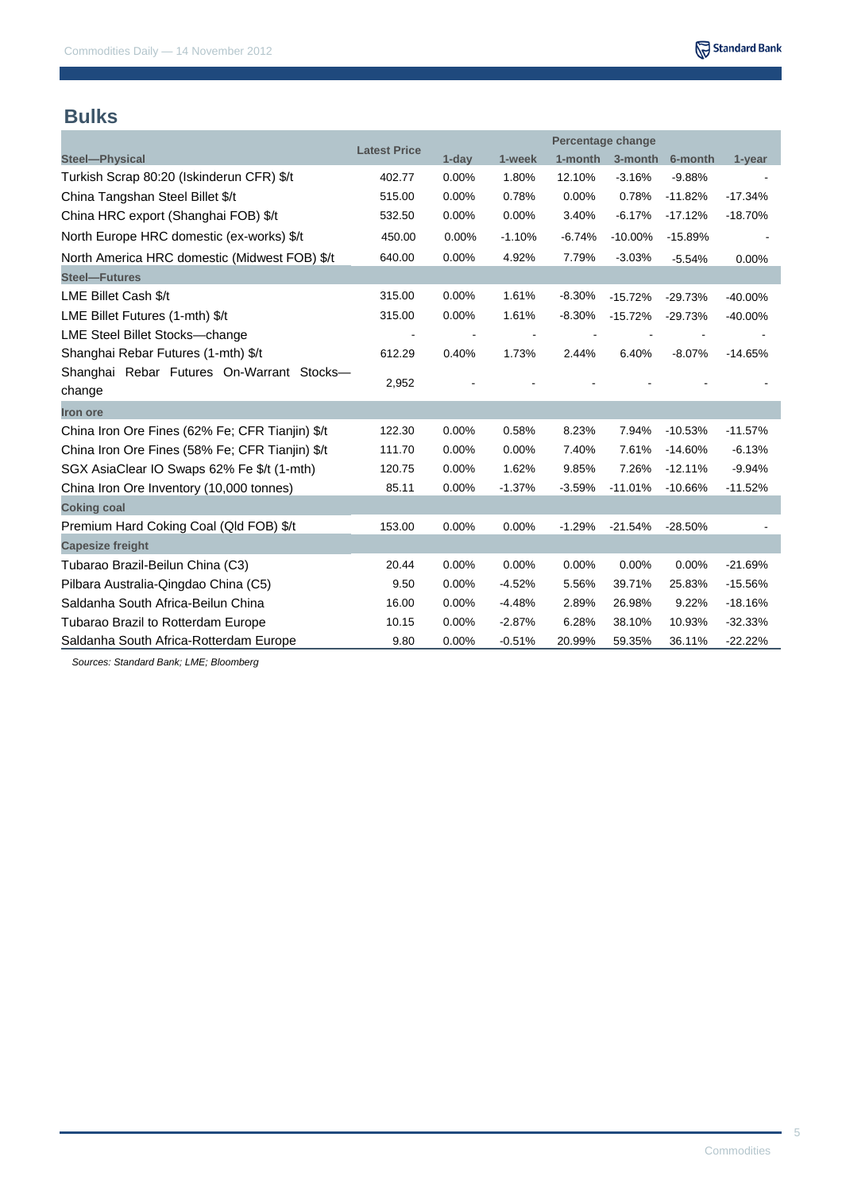## Bulks

| Steel—Physical | Latest Price | Percentage change | | | | | |
|---|---|---|---|---|---|---|---|
| | | 1-day | 1-week | 1-month | 3-month | 6-month | 1-year |
| Turkish Scrap 80:20 (Iskinderun CFR) $/t | 402.77 | 0.00% | 1.80% | 12.10% | -3.16% | -9.88% | - |
| China Tangshan Steel Billet $/t | 515.00 | 0.00% | 0.78% | 0.00% | 0.78% | -11.82% | -17.34% |
| China HRC export (Shanghai FOB) $/t | 532.50 | 0.00% | 0.00% | 3.40% | -6.17% | -17.12% | -18.70% |
| North Europe HRC domestic (ex-works) $/t | 450.00 | 0.00% | -1.10% | -6.74% | -10.00% | -15.89% | - |
| North America HRC domestic (Midwest FOB) $/t | 640.00 | 0.00% | 4.92% | 7.79% | -3.03% | -5.54% | 0.00% |
| **Steel—Futures** | | | | | | | |
| LME Billet Cash $/t | 315.00 | 0.00% | 1.61% | -8.30% | -15.72% | -29.73% | -40.00% |
| LME Billet Futures (1-mth) $/t | 315.00 | 0.00% | 1.61% | -8.30% | -15.72% | -29.73% | -40.00% |
| LME Steel Billet Stocks—change | - | - | - | - | - | - | - |
| Shanghai Rebar Futures (1-mth) $/t | 612.29 | 0.40% | 1.73% | 2.44% | 6.40% | -8.07% | -14.65% |
| Shanghai Rebar Futures On-Warrant Stocks—change | 2,952 | - | - | - | - | - | - |
| **Iron ore** | | | | | | | |
| China Iron Ore Fines (62% Fe; CFR Tianjin) $/t | 122.30 | 0.00% | 0.58% | 8.23% | 7.94% | -10.53% | -11.57% |
| China Iron Ore Fines (58% Fe; CFR Tianjin) $/t | 111.70 | 0.00% | 0.00% | 7.40% | 7.61% | -14.60% | -6.13% |
| SGX AsiaClear IO Swaps 62% Fe $/t (1-mth) | 120.75 | 0.00% | 1.62% | 9.85% | 7.26% | -12.11% | -9.94% |
| China Iron Ore Inventory (10,000 tonnes) | 85.11 | 0.00% | -1.37% | -3.59% | -11.01% | -10.66% | -11.52% |
| **Coking coal** | | | | | | | |
| Premium Hard Coking Coal (Qld FOB) $/t | 153.00 | 0.00% | 0.00% | -1.29% | -21.54% | -28.50% | - |
| **Capesize freight** | | | | | | | |
| Tubarao Brazil-Beilun China (C3) | 20.44 | 0.00% | 0.00% | 0.00% | 0.00% | 0.00% | -21.69% |
| Pilbara Australia-Qingdao China (C5) | 9.50 | 0.00% | -4.52% | 5.56% | 39.71% | 25.83% | -15.56% |
| Saldanha South Africa-Beilun China | 16.00 | 0.00% | -4.48% | 2.89% | 26.98% | 9.22% | -18.16% |
| Tubarao Brazil to Rotterdam Europe | 10.15 | 0.00% | -2.87% | 6.28% | 38.10% | 10.93% | -32.33% |
| Saldanha South Africa-Rotterdam Europe | 9.80 | 0.00% | -0.51% | 20.99% | 59.35% | 36.11% | -22.22% |

*Sources: Standard Bank; LME; Bloomberg*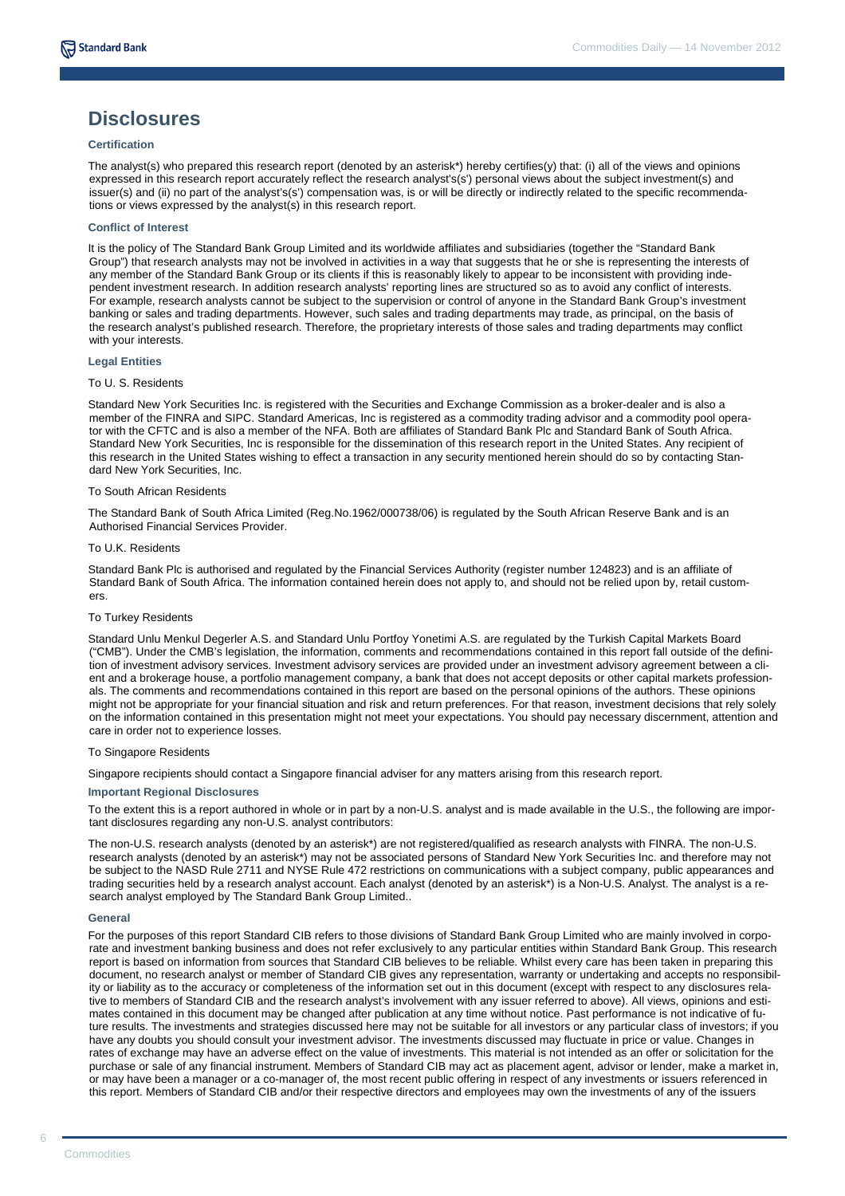# Disclosures

### Certification

The analyst(s) who prepared this research report (denoted by an asterisk*) hereby certifies(y) that: (i) all of the views and opinions expressed in this research report accurately reflect the research analyst's(s') personal views about the subject investment(s) and issuer(s) and (ii) no part of the analyst's(s') compensation was, is or will be directly or indirectly related to the specific recommendations or views expressed by the analyst(s) in this research report.

### Conflict of Interest

It is the policy of The Standard Bank Group Limited and its worldwide affiliates and subsidiaries (together the "Standard Bank Group") that research analysts may not be involved in activities in a way that suggests that he or she is representing the interests of any member of the Standard Bank Group or its clients if this is reasonably likely to appear to be inconsistent with providing independent investment research. In addition research analysts' reporting lines are structured so as to avoid any conflict of interests. For example, research analysts cannot be subject to the supervision or control of anyone in the Standard Bank Group's investment banking or sales and trading departments. However, such sales and trading departments may trade, as principal, on the basis of the research analyst's published research. Therefore, the proprietary interests of those sales and trading departments may conflict with your interests.

### Legal Entities

To U. S. Residents

Standard New York Securities Inc. is registered with the Securities and Exchange Commission as a broker-dealer and is also a member of the FINRA and SIPC. Standard Americas, Inc is registered as a commodity trading advisor and a commodity pool operator with the CFTC and is also a member of the NFA. Both are affiliates of Standard Bank Plc and Standard Bank of South Africa. Standard New York Securities, Inc is responsible for the dissemination of this research report in the United States. Any recipient of this research in the United States wishing to effect a transaction in any security mentioned herein should do so by contacting Standard New York Securities, Inc.

To South African Residents

The Standard Bank of South Africa Limited (Reg.No.1962/000738/06) is regulated by the South African Reserve Bank and is an Authorised Financial Services Provider.

To U.K. Residents

Standard Bank Plc is authorised and regulated by the Financial Services Authority (register number 124823) and is an affiliate of Standard Bank of South Africa. The information contained herein does not apply to, and should not be relied upon by, retail customers.

To Turkey Residents

Standard Unlu Menkul Degerler A.S. and Standard Unlu Portfoy Yonetimi A.S. are regulated by the Turkish Capital Markets Board ("CMB"). Under the CMB's legislation, the information, comments and recommendations contained in this report fall outside of the definition of investment advisory services. Investment advisory services are provided under an investment advisory agreement between a client and a brokerage house, a portfolio management company, a bank that does not accept deposits or other capital markets professionals. The comments and recommendations contained in this report are based on the personal opinions of the authors. These opinions might not be appropriate for your financial situation and risk and return preferences. For that reason, investment decisions that rely solely on the information contained in this presentation might not meet your expectations. You should pay necessary discernment, attention and care in order not to experience losses.

To Singapore Residents

Singapore recipients should contact a Singapore financial adviser for any matters arising from this research report.

### Important Regional Disclosures

To the extent this is a report authored in whole or in part by a non-U.S. analyst and is made available in the U.S., the following are important disclosures regarding any non-U.S. analyst contributors:

The non-U.S. research analysts (denoted by an asterisk*) are not registered/qualified as research analysts with FINRA. The non-U.S. research analysts (denoted by an asterisk*) may not be associated persons of Standard New York Securities Inc. and therefore may not be subject to the NASD Rule 2711 and NYSE Rule 472 restrictions on communications with a subject company, public appearances and trading securities held by a research analyst account. Each analyst (denoted by an asterisk*) is a Non-U.S. Analyst. The analyst is a research analyst employed by The Standard Bank Group Limited..

### General

For the purposes of this report Standard CIB refers to those divisions of Standard Bank Group Limited who are mainly involved in corporate and investment banking business and does not refer exclusively to any particular entities within Standard Bank Group. This research report is based on information from sources that Standard CIB believes to be reliable. Whilst every care has been taken in preparing this document, no research analyst or member of Standard CIB gives any representation, warranty or undertaking and accepts no responsibility or liability as to the accuracy or completeness of the information set out in this document (except with respect to any disclosures relative to members of Standard CIB and the research analyst's involvement with any issuer referred to above). All views, opinions and estimates contained in this document may be changed after publication at any time without notice. Past performance is not indicative of future results. The investments and strategies discussed here may not be suitable for all investors or any particular class of investors; if you have any doubts you should consult your investment advisor. The investments discussed may fluctuate in price or value. Changes in rates of exchange may have an adverse effect on the value of investments. This material is not intended as an offer or solicitation for the purchase or sale of any financial instrument. Members of Standard CIB may act as placement agent, advisor or lender, make a market in, or may have been a manager or a co-manager of, the most recent public offering in respect of any investments or issuers referenced in this report. Members of Standard CIB and/or their respective directors and employees may own the investments of any of the issuers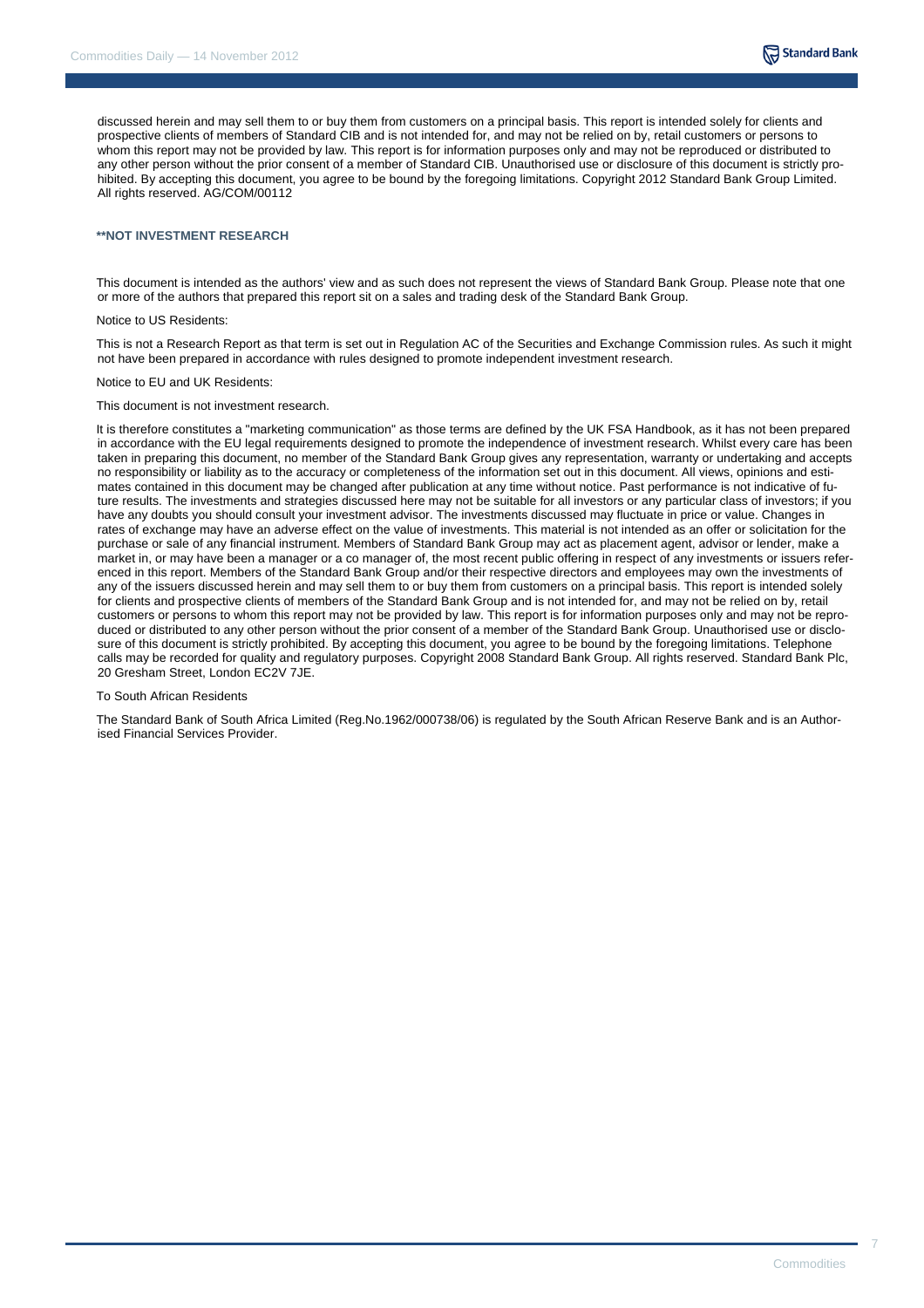discussed herein and may sell them to or buy them from customers on a principal basis. This report is intended solely for clients and prospective clients of members of Standard CIB and is not intended for, and may not be relied on by, retail customers or persons to whom this report may not be provided by law. This report is for information purposes only and may not be reproduced or distributed to any other person without the prior consent of a member of Standard CIB. Unauthorised use or disclosure of this document is strictly prohibited. By accepting this document, you agree to be bound by the foregoing limitations. Copyright 2012 Standard Bank Group Limited. All rights reserved. AG/COM/00112

**\*\*NOT INVESTMENT RESEARCH**

This document is intended as the authors' view and as such does not represent the views of Standard Bank Group. Please note that one or more of the authors that prepared this report sit on a sales and trading desk of the Standard Bank Group.

Notice to US Residents:

This is not a Research Report as that term is set out in Regulation AC of the Securities and Exchange Commission rules. As such it might not have been prepared in accordance with rules designed to promote independent investment research.

Notice to EU and UK Residents:

This document is not investment research.

It is therefore constitutes a "marketing communication" as those terms are defined by the UK FSA Handbook, as it has not been prepared in accordance with the EU legal requirements designed to promote the independence of investment research. Whilst every care has been taken in preparing this document, no member of the Standard Bank Group gives any representation, warranty or undertaking and accepts no responsibility or liability as to the accuracy or completeness of the information set out in this document. All views, opinions and estimates contained in this document may be changed after publication at any time without notice. Past performance is not indicative of future results. The investments and strategies discussed here may not be suitable for all investors or any particular class of investors; if you have any doubts you should consult your investment advisor. The investments discussed may fluctuate in price or value. Changes in rates of exchange may have an adverse effect on the value of investments. This material is not intended as an offer or solicitation for the purchase or sale of any financial instrument. Members of Standard Bank Group may act as placement agent, advisor or lender, make a market in, or may have been a manager or a co manager of, the most recent public offering in respect of any investments or issuers referenced in this report. Members of the Standard Bank Group and/or their respective directors and employees may own the investments of any of the issuers discussed herein and may sell them to or buy them from customers on a principal basis. This report is intended solely for clients and prospective clients of members of the Standard Bank Group and is not intended for, and may not be relied on by, retail customers or persons to whom this report may not be provided by law. This report is for information purposes only and may not be reproduced or distributed to any other person without the prior consent of a member of the Standard Bank Group. Unauthorised use or disclosure of this document is strictly prohibited. By accepting this document, you agree to be bound by the foregoing limitations. Telephone calls may be recorded for quality and regulatory purposes. Copyright 2008 Standard Bank Group. All rights reserved. Standard Bank Plc, 20 Gresham Street, London EC2V 7JE.

To South African Residents

The Standard Bank of South Africa Limited (Reg.No.1962/000738/06) is regulated by the South African Reserve Bank and is an Authorised Financial Services Provider.